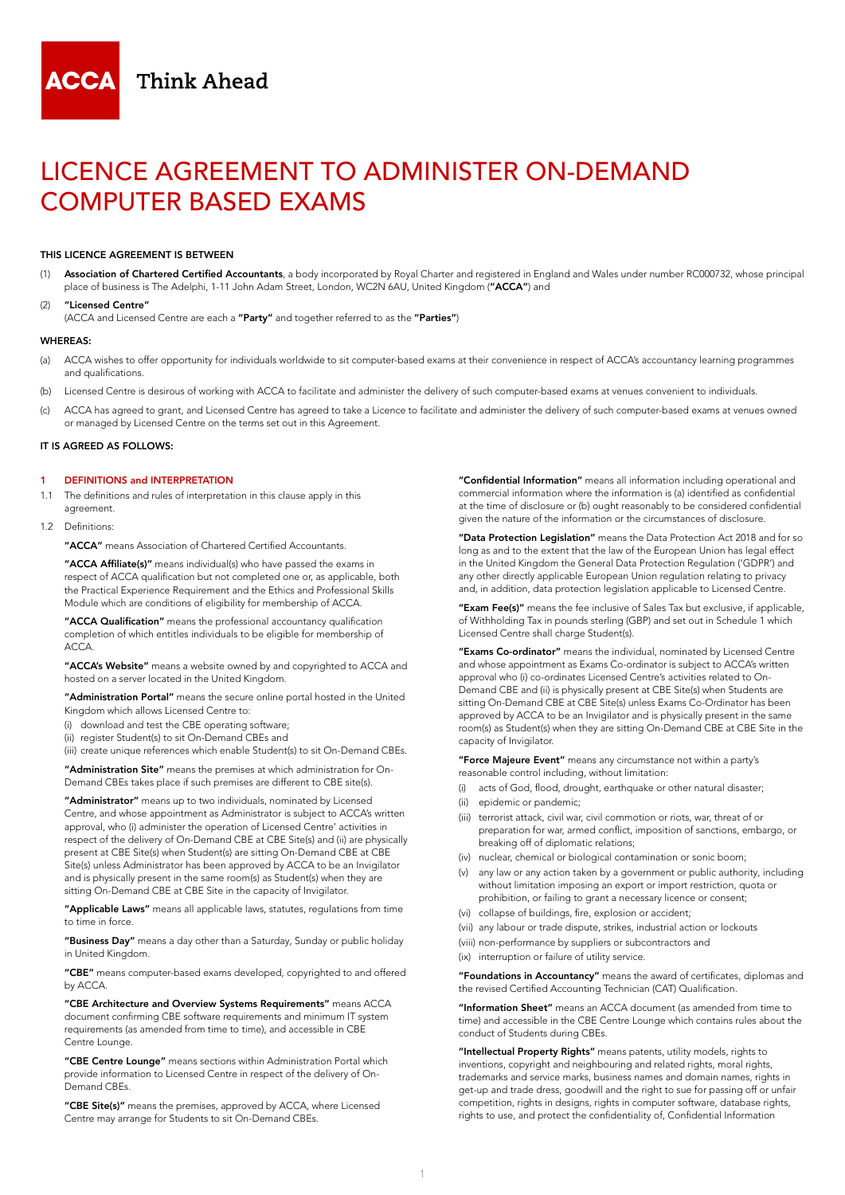**ACCA** Think Ahead

# LICENCE AGREEMENT TO ADMINISTER ON-DEMAND COMPUTER BASED EXAMS

**THIS LICENCE AGREEMENT IS BETWEEN**

(1) **Association of Chartered Certified Accountants**, a body incorporated by Royal Charter and registered in England and Wales under number RC000732, whose principal place of business is The Adelphi, 1-11 John Adam Street, London, WC2N 6AU, United Kingdom (**"ACCA"**) and

(2) **"Licensed Centre"**
(ACCA and Licensed Centre are each a **"Party"** and together referred to as the **"Parties"**)

**WHEREAS:**

(a) ACCA wishes to offer opportunity for individuals worldwide to sit computer-based exams at their convenience in respect of ACCA's accountancy learning programmes and qualifications.

(b) Licensed Centre is desirous of working with ACCA to facilitate and administer the delivery of such computer-based exams at venues convenient to individuals.

(c) ACCA has agreed to grant, and Licensed Centre has agreed to take a Licence to facilitate and administer the delivery of such computer-based exams at venues owned or managed by Licensed Centre on the terms set out in this Agreement.

**IT IS AGREED AS FOLLOWS:**

## 1 DEFINITIONS and INTERPRETATION

1.1 The definitions and rules of interpretation in this clause apply in this agreement.

1.2 Definitions:

**"ACCA"** means Association of Chartered Certified Accountants.

**"ACCA Affiliate(s)"** means individual(s) who have passed the exams in respect of ACCA qualification but not completed one or, as applicable, both the Practical Experience Requirement and the Ethics and Professional Skills Module which are conditions of eligibility for membership of ACCA.

**"ACCA Qualification"** means the professional accountancy qualification completion of which entitles individuals to be eligible for membership of ACCA.

**"ACCA's Website"** means a website owned by and copyrighted to ACCA and hosted on a server located in the United Kingdom.

**"Administration Portal"** means the secure online portal hosted in the United Kingdom which allows Licensed Centre to:

(i) download and test the CBE operating software;
(ii) register Student(s) to sit On-Demand CBEs and
(iii) create unique references which enable Student(s) to sit On-Demand CBEs.

**"Administration Site"** means the premises at which administration for On-Demand CBEs takes place if such premises are different to CBE site(s).

**"Administrator"** means up to two individuals, nominated by Licensed Centre, and whose appointment as Administrator is subject to ACCA's written approval, who (i) administer the operation of Licensed Centre' activities in respect of the delivery of On-Demand CBE at CBE Site(s) and (ii) are physically present at CBE Site(s) when Student(s) are sitting On-Demand CBE at CBE Site(s) unless Administrator has been approved by ACCA to be an Invigilator and is physically present in the same room(s) as Student(s) when they are sitting On-Demand CBE at CBE Site in the capacity of Invigilator.

**"Applicable Laws"** means all applicable laws, statutes, regulations from time to time in force.

**"Business Day"** means a day other than a Saturday, Sunday or public holiday in United Kingdom.

**"CBE"** means computer-based exams developed, copyrighted to and offered by ACCA.

**"CBE Architecture and Overview Systems Requirements"** means ACCA document confirming CBE software requirements and minimum IT system requirements (as amended from time to time), and accessible in CBE Centre Lounge.

**"CBE Centre Lounge"** means sections within Administration Portal which provide information to Licensed Centre in respect of the delivery of On-Demand CBEs.

**"CBE Site(s)"** means the premises, approved by ACCA, where Licensed Centre may arrange for Students to sit On-Demand CBEs.

**"Confidential Information"** means all information including operational and commercial information where the information is (a) identified as confidential at the time of disclosure or (b) ought reasonably to be considered confidential given the nature of the information or the circumstances of disclosure.

**"Data Protection Legislation"** means the Data Protection Act 2018 and for so long as and to the extent that the law of the European Union has legal effect in the United Kingdom the General Data Protection Regulation ('GDPR') and any other directly applicable European Union regulation relating to privacy and, in addition, data protection legislation applicable to Licensed Centre.

**"Exam Fee(s)"** means the fee inclusive of Sales Tax but exclusive, if applicable, of Withholding Tax in pounds sterling (GBP) and set out in Schedule 1 which Licensed Centre shall charge Student(s).

**"Exams Co-ordinator"** means the individual, nominated by Licensed Centre and whose appointment as Exams Co-ordinator is subject to ACCA's written approval who (i) co-ordinates Licensed Centre's activities related to On-Demand CBE and (ii) is physically present at CBE Site(s) when Students are sitting On-Demand CBE at CBE Site(s) unless Exams Co-Ordinator has been approved by ACCA to be an Invigilator and is physically present in the same room(s) as Student(s) when they are sitting On-Demand CBE at CBE Site in the capacity of Invigilator.

**"Force Majeure Event"** means any circumstance not within a party's reasonable control including, without limitation:

(i) acts of God, flood, drought, earthquake or other natural disaster;
(ii) epidemic or pandemic;
(iii) terrorist attack, civil war, civil commotion or riots, war, threat of or preparation for war, armed conflict, imposition of sanctions, embargo, or breaking off of diplomatic relations;
(iv) nuclear, chemical or biological contamination or sonic boom;
(v) any law or any action taken by a government or public authority, including without limitation imposing an export or import restriction, quota or prohibition, or failing to grant a necessary licence or consent;
(vi) collapse of buildings, fire, explosion or accident;
(vii) any labour or trade dispute, strikes, industrial action or lockouts
(viii) non-performance by suppliers or subcontractors and
(ix) interruption or failure of utility service.

**"Foundations in Accountancy"** means the award of certificates, diplomas and the revised Certified Accounting Technician (CAT) Qualification.

**"Information Sheet"** means an ACCA document (as amended from time to time) and accessible in the CBE Centre Lounge which contains rules about the conduct of Students during CBEs.

**"Intellectual Property Rights"** means patents, utility models, rights to inventions, copyright and neighbouring and related rights, moral rights, trademarks and service marks, business names and domain names, rights in get-up and trade dress, goodwill and the right to sue for passing off or unfair competition, rights in designs, rights in computer software, database rights, rights to use, and protect the confidentiality of, Confidential Information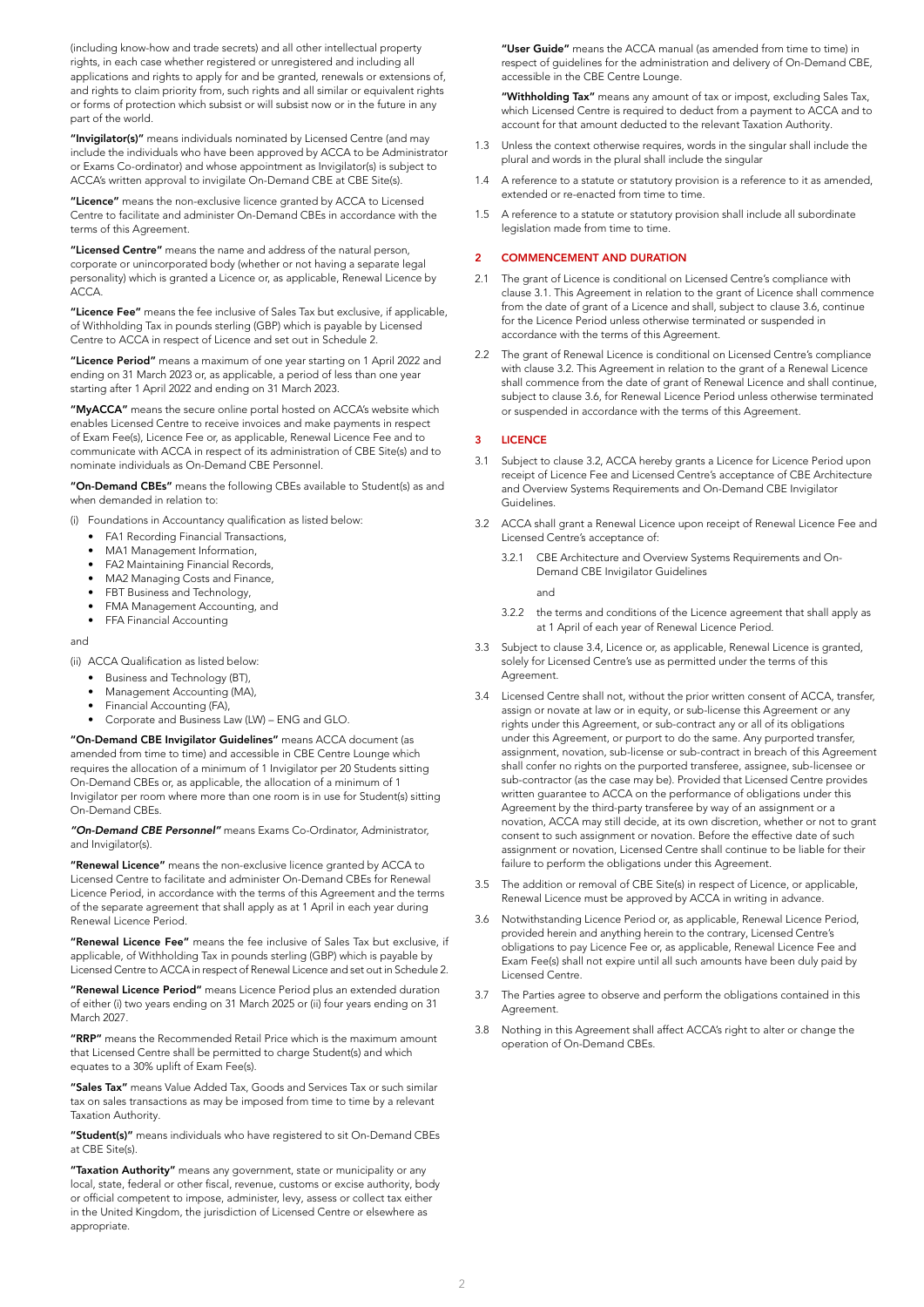(including know-how and trade secrets) and all other intellectual property rights, in each case whether registered or unregistered and including all applications and rights to apply for and be granted, renewals or extensions of, and rights to claim priority from, such rights and all similar or equivalent rights or forms of protection which subsist or will subsist now or in the future in any part of the world.

**"Invigilator(s)"** means individuals nominated by Licensed Centre (and may include the individuals who have been approved by ACCA to be Administrator or Exams Co-ordinator) and whose appointment as Invigilator(s) is subject to ACCA's written approval to invigilate On-Demand CBE at CBE Site(s).

**"Licence"** means the non-exclusive licence granted by ACCA to Licensed Centre to facilitate and administer On-Demand CBEs in accordance with the terms of this Agreement.

**"Licensed Centre"** means the name and address of the natural person, corporate or unincorporated body (whether or not having a separate legal personality) which is granted a Licence or, as applicable, Renewal Licence by ACCA.

**"Licence Fee"** means the fee inclusive of Sales Tax but exclusive, if applicable, of Withholding Tax in pounds sterling (GBP) which is payable by Licensed Centre to ACCA in respect of Licence and set out in Schedule 2.

**"Licence Period"** means a maximum of one year starting on 1 April 2022 and ending on 31 March 2023 or, as applicable, a period of less than one year starting after 1 April 2022 and ending on 31 March 2023.

**"MyACCA"** means the secure online portal hosted on ACCA's website which enables Licensed Centre to receive invoices and make payments in respect of Exam Fee(s), Licence Fee or, as applicable, Renewal Licence Fee and to communicate with ACCA in respect of its administration of CBE Site(s) and to nominate individuals as On-Demand CBE Personnel.

**"On-Demand CBEs"** means the following CBEs available to Student(s) as and when demanded in relation to:

(i) Foundations in Accountancy qualification as listed below:

- FA1 Recording Financial Transactions,
- MA1 Management Information,
- FA2 Maintaining Financial Records,
- MA2 Managing Costs and Finance,
- FBT Business and Technology,
- FMA Management Accounting, and
- FFA Financial Accounting

and

(ii) ACCA Qualification as listed below:

- Business and Technology (BT),
- Management Accounting (MA),
- Financial Accounting (FA),
- Corporate and Business Law (LW) – ENG and GLO.

**"On-Demand CBE Invigilator Guidelines"** means ACCA document (as amended from time to time) and accessible in CBE Centre Lounge which requires the allocation of a minimum of 1 Invigilator per 20 Students sitting On-Demand CBEs or, as applicable, the allocation of a minimum of 1 Invigilator per room where more than one room is in use for Student(s) sitting On-Demand CBEs.

***"On-Demand CBE Personnel"*** means Exams Co-Ordinator, Administrator, and Invigilator(s).

**"Renewal Licence"** means the non-exclusive licence granted by ACCA to Licensed Centre to facilitate and administer On-Demand CBEs for Renewal Licence Period, in accordance with the terms of this Agreement and the terms of the separate agreement that shall apply as at 1 April in each year during Renewal Licence Period.

**"Renewal Licence Fee"** means the fee inclusive of Sales Tax but exclusive, if applicable, of Withholding Tax in pounds sterling (GBP) which is payable by Licensed Centre to ACCA in respect of Renewal Licence and set out in Schedule 2.

**"Renewal Licence Period"** means Licence Period plus an extended duration of either (i) two years ending on 31 March 2025 or (ii) four years ending on 31 March 2027.

**"RRP"** means the Recommended Retail Price which is the maximum amount that Licensed Centre shall be permitted to charge Student(s) and which equates to a 30% uplift of Exam Fee(s).

**"Sales Tax"** means Value Added Tax, Goods and Services Tax or such similar tax on sales transactions as may be imposed from time to time by a relevant Taxation Authority.

**"Student(s)"** means individuals who have registered to sit On-Demand CBEs at CBE Site(s).

**"Taxation Authority"** means any government, state or municipality or any local, state, federal or other fiscal, revenue, customs or excise authority, body or official competent to impose, administer, levy, assess or collect tax either in the United Kingdom, the jurisdiction of Licensed Centre or elsewhere as appropriate.

**"User Guide"** means the ACCA manual (as amended from time to time) in respect of guidelines for the administration and delivery of On-Demand CBE, accessible in the CBE Centre Lounge.

**"Withholding Tax"** means any amount of tax or impost, excluding Sales Tax, which Licensed Centre is required to deduct from a payment to ACCA and to account for that amount deducted to the relevant Taxation Authority.

1.3 Unless the context otherwise requires, words in the singular shall include the plural and words in the plural shall include the singular

1.4 A reference to a statute or statutory provision is a reference to it as amended, extended or re-enacted from time to time.

1.5 A reference to a statute or statutory provision shall include all subordinate legislation made from time to time.

## 2 COMMENCEMENT AND DURATION

2.1 The grant of Licence is conditional on Licensed Centre's compliance with clause 3.1. This Agreement in relation to the grant of Licence shall commence from the date of grant of a Licence and shall, subject to clause 3.6, continue for the Licence Period unless otherwise terminated or suspended in accordance with the terms of this Agreement.

2.2 The grant of Renewal Licence is conditional on Licensed Centre's compliance with clause 3.2. This Agreement in relation to the grant of a Renewal Licence shall commence from the date of grant of Renewal Licence and shall continue, subject to clause 3.6, for Renewal Licence Period unless otherwise terminated or suspended in accordance with the terms of this Agreement.

## 3 LICENCE

3.1 Subject to clause 3.2, ACCA hereby grants a Licence for Licence Period upon receipt of Licence Fee and Licensed Centre's acceptance of CBE Architecture and Overview Systems Requirements and On-Demand CBE Invigilator Guidelines.

3.2 ACCA shall grant a Renewal Licence upon receipt of Renewal Licence Fee and Licensed Centre's acceptance of:

3.2.1 CBE Architecture and Overview Systems Requirements and On-Demand CBE Invigilator Guidelines

and

3.2.2 the terms and conditions of the Licence agreement that shall apply as at 1 April of each year of Renewal Licence Period.

3.3 Subject to clause 3.4, Licence or, as applicable, Renewal Licence is granted, solely for Licensed Centre's use as permitted under the terms of this Agreement.

3.4 Licensed Centre shall not, without the prior written consent of ACCA, transfer, assign or novate at law or in equity, or sub-license this Agreement or any rights under this Agreement, or sub-contract any or all of its obligations under this Agreement, or purport to do the same. Any purported transfer, assignment, novation, sub-license or sub-contract in breach of this Agreement shall confer no rights on the purported transferee, assignee, sub-licensee or sub-contractor (as the case may be). Provided that Licensed Centre provides written guarantee to ACCA on the performance of obligations under this Agreement by the third-party transferee by way of an assignment or a novation, ACCA may still decide, at its own discretion, whether or not to grant consent to such assignment or novation. Before the effective date of such assignment or novation, Licensed Centre shall continue to be liable for their failure to perform the obligations under this Agreement.

3.5 The addition or removal of CBE Site(s) in respect of Licence, or applicable, Renewal Licence must be approved by ACCA in writing in advance.

3.6 Notwithstanding Licence Period or, as applicable, Renewal Licence Period, provided herein and anything herein to the contrary, Licensed Centre's obligations to pay Licence Fee or, as applicable, Renewal Licence Fee and Exam Fee(s) shall not expire until all such amounts have been duly paid by Licensed Centre.

3.7 The Parties agree to observe and perform the obligations contained in this Agreement.

3.8 Nothing in this Agreement shall affect ACCA's right to alter or change the operation of On-Demand CBEs.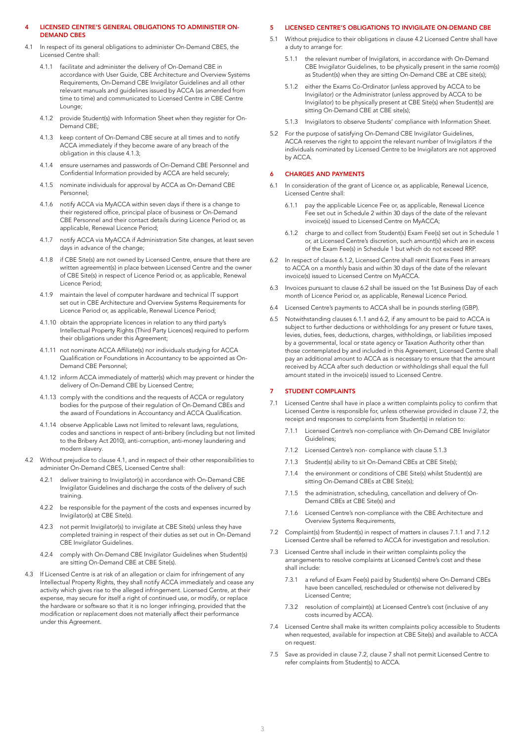## 4 LICENSED CENTRE'S GENERAL OBLIGATIONS TO ADMINISTER ON-DEMAND CBES

4.1 In respect of its general obligations to administer On-Demand CBES, the Licensed Centre shall:

4.1.1 facilitate and administer the delivery of On-Demand CBE in accordance with User Guide, CBE Architecture and Overview Systems Requirements, On-Demand CBE Invigilator Guidelines and all other relevant manuals and guidelines issued by ACCA (as amended from time to time) and communicated to Licensed Centre in CBE Centre Lounge;

4.1.2 provide Student(s) with Information Sheet when they register for On-Demand CBE;

4.1.3 keep content of On-Demand CBE secure at all times and to notify ACCA immediately if they become aware of any breach of the obligation in this clause 4.1.3;

4.1.4 ensure usernames and passwords of On-Demand CBE Personnel and Confidential Information provided by ACCA are held securely;

4.1.5 nominate individuals for approval by ACCA as On-Demand CBE Personnel;

4.1.6 notify ACCA via MyACCA within seven days if there is a change to their registered office, principal place of business or On-Demand CBE Personnel and their contact details during Licence Period or, as applicable, Renewal Licence Period;

4.1.7 notify ACCA via MyACCA if Administration Site changes, at least seven days in advance of the change;

4.1.8 if CBE Site(s) are not owned by Licensed Centre, ensure that there are written agreement(s) in place between Licensed Centre and the owner of CBE Site(s) in respect of Licence Period or, as applicable, Renewal Licence Period;

4.1.9 maintain the level of computer hardware and technical IT support set out in CBE Architecture and Overview Systems Requirements for Licence Period or, as applicable, Renewal Licence Period;

4.1.10 obtain the appropriate licences in relation to any third party's Intellectual Property Rights (Third Party Licences) required to perform their obligations under this Agreement;

4.1.11 not nominate ACCA Affiliate(s) nor individuals studying for ACCA Qualification or Foundations in Accountancy to be appointed as On-Demand CBE Personnel;

4.1.12 inform ACCA immediately of matter(s) which may prevent or hinder the delivery of On-Demand CBE by Licensed Centre;

4.1.13 comply with the conditions and the requests of ACCA or regulatory bodies for the purpose of their regulation of On-Demand CBEs and the award of Foundations in Accountancy and ACCA Qualification.

4.1.14 observe Applicable Laws not limited to relevant laws, regulations, codes and sanctions in respect of anti-bribery (including but not limited to the Bribery Act 2010), anti-corruption, anti-money laundering and modern slavery.

4.2 Without prejudice to clause 4.1, and in respect of their other responsibilities to administer On-Demand CBES, Licensed Centre shall:

4.2.1 deliver training to Invigilator(s) in accordance with On-Demand CBE Invigilator Guidelines and discharge the costs of the delivery of such training.

4.2.2 be responsible for the payment of the costs and expenses incurred by Invigilator(s) at CBE Site(s).

4.2.3 not permit Invigilator(s) to invigilate at CBE Site(s) unless they have completed training in respect of their duties as set out in On-Demand CBE Invigilator Guidelines.

4.2.4 comply with On-Demand CBE Invigilator Guidelines when Student(s) are sitting On-Demand CBE at CBE Site(s).

4.3 If Licensed Centre is at risk of an allegation or claim for infringement of any Intellectual Property Rights, they shall notify ACCA immediately and cease any activity which gives rise to the alleged infringement. Licensed Centre, at their expense, may secure for itself a right of continued use, or modify, or replace the hardware or software so that it is no longer infringing, provided that the modification or replacement does not materially affect their performance under this Agreement.

## 5 LICENSED CENTRE'S OBLIGATIONS TO INVIGILATE ON-DEMAND CBE

5.1 Without prejudice to their obligations in clause 4.2 Licensed Centre shall have a duty to arrange for:

5.1.1 the relevant number of Invigilators, in accordance with On-Demand CBE Invigilator Guidelines, to be physically present in the same room(s) as Student(s) when they are sitting On-Demand CBE at CBE site(s);

5.1.2 either the Exams Co-Ordinator (unless approved by ACCA to be Invigilator) or the Administrator (unless approved by ACCA to be Invigilator) to be physically present at CBE Site(s) when Student(s) are sitting On-Demand CBE at CBE site(s);

5.1.3 Invigilators to observe Students' compliance with Information Sheet.

5.2 For the purpose of satisfying On-Demand CBE Invigilator Guidelines, ACCA reserves the right to appoint the relevant number of Invigilators if the individuals nominated by Licensed Centre to be Invigilators are not approved by ACCA.

## 6 CHARGES AND PAYMENTS

6.1 In consideration of the grant of Licence or, as applicable, Renewal Licence, Licensed Centre shall:

6.1.1 pay the applicable Licence Fee or, as applicable, Renewal Licence Fee set out in Schedule 2 within 30 days of the date of the relevant invoice(s) issued to Licensed Centre on MyACCA;

6.1.2 charge to and collect from Student(s) Exam Fee(s) set out in Schedule 1 or, at Licensed Centre's discretion, such amount(s) which are in excess of the Exam Fee(s) in Schedule 1 but which do not exceed RRP.

6.2 In respect of clause 6.1.2, Licensed Centre shall remit Exams Fees in arrears to ACCA on a monthly basis and within 30 days of the date of the relevant invoice(s) issued to Licensed Centre on MyACCA.

6.3 Invoices pursuant to clause 6.2 shall be issued on the 1st Business Day of each month of Licence Period or, as applicable, Renewal Licence Period.

6.4 Licensed Centre's payments to ACCA shall be in pounds sterling (GBP).

6.5 Notwithstanding clauses 6.1.1 and 6.2, if any amount to be paid to ACCA is subject to further deductions or withholdings for any present or future taxes, levies, duties, fees, deductions, charges, withholdings, or liabilities imposed by a governmental, local or state agency or Taxation Authority other than those contemplated by and included in this Agreement, Licensed Centre shall pay an additional amount to ACCA as is necessary to ensure that the amount received by ACCA after such deduction or withholdings shall equal the full amount stated in the invoice(s) issued to Licensed Centre.

## 7 STUDENT COMPLAINTS

7.1 Licensed Centre shall have in place a written complaints policy to confirm that Licensed Centre is responsible for, unless otherwise provided in clause 7.2, the receipt and responses to complaints from Student(s) in relation to:

7.1.1 Licensed Centre's non-compliance with On-Demand CBE Invigilator Guidelines;

7.1.2 Licensed Centre's non- compliance with clause 5.1.3

7.1.3 Student(s) ability to sit On-Demand CBEs at CBE Site(s);

7.1.4 the environment or conditions of CBE Site(s) whilst Student(s) are sitting On-Demand CBEs at CBE Site(s);

7.1.5 the administration, scheduling, cancellation and delivery of On-Demand CBEs at CBE Site(s) and

7.1.6 Licensed Centre's non-compliance with the CBE Architecture and Overview Systems Requirements,

7.2 Complaint(s) from Student(s) in respect of matters in clauses 7.1.1 and 7.1.2 Licensed Centre shall be referred to ACCA for investigation and resolution.

7.3 Licensed Centre shall include in their written complaints policy the arrangements to resolve complaints at Licensed Centre's cost and these shall include:

7.3.1 a refund of Exam Fee(s) paid by Student(s) where On-Demand CBEs have been cancelled, rescheduled or otherwise not delivered by Licensed Centre;

7.3.2 resolution of complaint(s) at Licensed Centre's cost (inclusive of any costs incurred by ACCA).

7.4 Licensed Centre shall make its written complaints policy accessible to Students when requested, available for inspection at CBE Site(s) and available to ACCA on request.

7.5 Save as provided in clause 7.2, clause 7 shall not permit Licensed Centre to refer complaints from Student(s) to ACCA.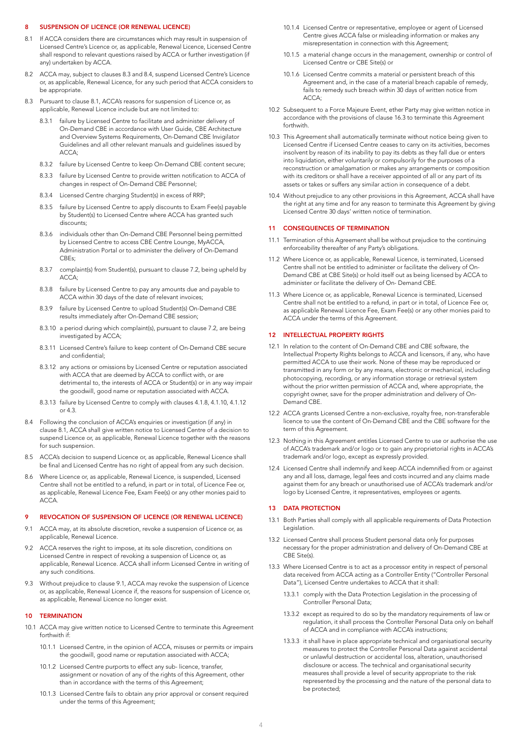## 8 SUSPENSION OF LICENCE (OR RENEWAL LICENCE)

8.1 If ACCA considers there are circumstances which may result in suspension of Licensed Centre's Licence or, as applicable, Renewal Licence, Licensed Centre shall respond to relevant questions raised by ACCA or further investigation (if any) undertaken by ACCA.

8.2 ACCA may, subject to clauses 8.3 and 8.4, suspend Licensed Centre's Licence or, as applicable, Renewal Licence, for any such period that ACCA considers to be appropriate.

8.3 Pursuant to clause 8.1, ACCA's reasons for suspension of Licence or, as applicable, Renewal Licence include but are not limited to:

8.3.1 failure by Licensed Centre to facilitate and administer delivery of On-Demand CBE in accordance with User Guide, CBE Architecture and Overview Systems Requirements, On-Demand CBE Invigilator Guidelines and all other relevant manuals and guidelines issued by ACCA;

8.3.2 failure by Licensed Centre to keep On-Demand CBE content secure;

8.3.3 failure by Licensed Centre to provide written notification to ACCA of changes in respect of On-Demand CBE Personnel;

8.3.4 Licensed Centre charging Student(s) in excess of RRP;

8.3.5 failure by Licensed Centre to apply discounts to Exam Fee(s) payable by Student(s) to Licensed Centre where ACCA has granted such discounts;

8.3.6 individuals other than On-Demand CBE Personnel being permitted by Licensed Centre to access CBE Centre Lounge, MyACCA, Administration Portal or to administer the delivery of On-Demand CBEs;

8.3.7 complaint(s) from Student(s), pursuant to clause 7.2, being upheld by ACCA;

8.3.8 failure by Licensed Centre to pay any amounts due and payable to ACCA within 30 days of the date of relevant invoices;

8.3.9 failure by Licensed Centre to upload Student(s) On-Demand CBE results immediately after On-Demand CBE session;

8.3.10 a period during which complaint(s), pursuant to clause 7.2, are being investigated by ACCA;

8.3.11 Licensed Centre's failure to keep content of On-Demand CBE secure and confidential;

8.3.12 any actions or omissions by Licensed Centre or reputation associated with ACCA that are deemed by ACCA to conflict with, or are detrimental to, the interests of ACCA or Student(s) or in any way impair the goodwill, good name or reputation associated with ACCA.

8.3.13 failure by Licensed Centre to comply with clauses 4.1.8, 4.1.10, 4.1.12 or 4.3.

8.4 Following the conclusion of ACCA's enquiries or investigation (if any) in clause 8.1, ACCA shall give written notice to Licensed Centre of a decision to suspend Licence or, as applicable, Renewal Licence together with the reasons for such suspension.

8.5 ACCA's decision to suspend Licence or, as applicable, Renewal Licence shall be final and Licensed Centre has no right of appeal from any such decision.

8.6 Where Licence or, as applicable, Renewal Licence, is suspended, Licensed Centre shall not be entitled to a refund, in part or in total, of Licence Fee or, as applicable, Renewal Licence Fee, Exam Fee(s) or any other monies paid to ACCA.

## 9 REVOCATION OF SUSPENSION OF LICENCE (OR RENEWAL LICENCE)

9.1 ACCA may, at its absolute discretion, revoke a suspension of Licence or, as applicable, Renewal Licence.

9.2 ACCA reserves the right to impose, at its sole discretion, conditions on Licensed Centre in respect of revoking a suspension of Licence or, as applicable, Renewal Licence. ACCA shall inform Licensed Centre in writing of any such conditions.

9.3 Without prejudice to clause 9.1, ACCA may revoke the suspension of Licence or, as applicable, Renewal Licence if, the reasons for suspension of Licence or, as applicable, Renewal Licence no longer exist.

## 10 TERMINATION

10.1 ACCA may give written notice to Licensed Centre to terminate this Agreement forthwith if:

10.1.1 Licensed Centre, in the opinion of ACCA, misuses or permits or impairs the goodwill, good name or reputation associated with ACCA;

10.1.2 Licensed Centre purports to effect any sub- licence, transfer, assignment or novation of any of the rights of this Agreement, other than in accordance with the terms of this Agreement;

10.1.3 Licensed Centre fails to obtain any prior approval or consent required under the terms of this Agreement;

10.1.4 Licensed Centre or representative, employee or agent of Licensed Centre gives ACCA false or misleading information or makes any misrepresentation in connection with this Agreement;

10.1.5 a material change occurs in the management, ownership or control of Licensed Centre or CBE Site(s) or

10.1.6 Licensed Centre commits a material or persistent breach of this Agreement and, in the case of a material breach capable of remedy, fails to remedy such breach within 30 days of written notice from ACCA;

10.2 Subsequent to a Force Majeure Event, ether Party may give written notice in accordance with the provisions of clause 16.3 to terminate this Agreement forthwith.

10.3 This Agreement shall automatically terminate without notice being given to Licensed Centre if Licensed Centre ceases to carry on its activities, becomes insolvent by reason of its inability to pay its debts as they fall due or enters into liquidation, either voluntarily or compulsorily for the purposes of a reconstruction or amalgamation or makes any arrangements or composition with its creditors or shall have a receiver appointed of all or any part of its assets or takes or suffers any similar action in consequence of a debt.

10.4 Without prejudice to any other provisions in this Agreement, ACCA shall have the right at any time and for any reason to terminate this Agreement by giving Licensed Centre 30 days' written notice of termination.

## 11 CONSEQUENCES OF TERMINATION

11.1 Termination of this Agreement shall be without prejudice to the continuing enforceability thereafter of any Party's obligations.

11.2 Where Licence or, as applicable, Renewal Licence, is terminated, Licensed Centre shall not be entitled to administer or facilitate the delivery of On-Demand CBE at CBE Site(s) or hold itself out as being licensed by ACCA to administer or facilitate the delivery of On- Demand CBE.

11.3 Where Licence or, as applicable, Renewal Licence is terminated, Licensed Centre shall not be entitled to a refund, in part or in total, of Licence Fee or, as applicable Renewal Licence Fee, Exam Fee(s) or any other monies paid to ACCA under the terms of this Agreement.

## 12 INTELLECTUAL PROPERTY RIGHTS

12.1 In relation to the content of On-Demand CBE and CBE software, the Intellectual Property Rights belongs to ACCA and licensors, if any, who have permitted ACCA to use their work. None of these may be reproduced or transmitted in any form or by any means, electronic or mechanical, including photocopying, recording, or any information storage or retrieval system without the prior written permission of ACCA and, where appropriate, the copyright owner, save for the proper administration and delivery of On-Demand CBE.

12.2 ACCA grants Licensed Centre a non-exclusive, royalty free, non-transferable licence to use the content of On-Demand CBE and the CBE software for the term of this Agreement.

12.3 Nothing in this Agreement entitles Licensed Centre to use or authorise the use of ACCA's trademark and/or logo or to gain any proprietorial rights in ACCA's trademark and/or logo, except as expressly provided.

12.4 Licensed Centre shall indemnify and keep ACCA indemnified from or against any and all loss, damage, legal fees and costs incurred and any claims made against them for any breach or unauthorised use of ACCA's trademark and/or logo by Licensed Centre, it representatives, employees or agents.

## 13 DATA PROTECTION

13.1 Both Parties shall comply with all applicable requirements of Data Protection Legislation.

13.2 Licensed Centre shall process Student personal data only for purposes necessary for the proper administration and delivery of On-Demand CBE at CBE Site(s).

13.3 Where Licensed Centre is to act as a processor entity in respect of personal data received from ACCA acting as a Controller Entity ("Controller Personal Data"), Licensed Centre undertakes to ACCA that it shall:

13.3.1 comply with the Data Protection Legislation in the processing of Controller Personal Data;

13.3.2 except as required to do so by the mandatory requirements of law or regulation, it shall process the Controller Personal Data only on behalf of ACCA and in compliance with ACCA's instructions;

13.3.3 it shall have in place appropriate technical and organisational security measures to protect the Controller Personal Data against accidental or unlawful destruction or accidental loss, alteration, unauthorised disclosure or access. The technical and organisational security measures shall provide a level of security appropriate to the risk represented by the processing and the nature of the personal data to be protected;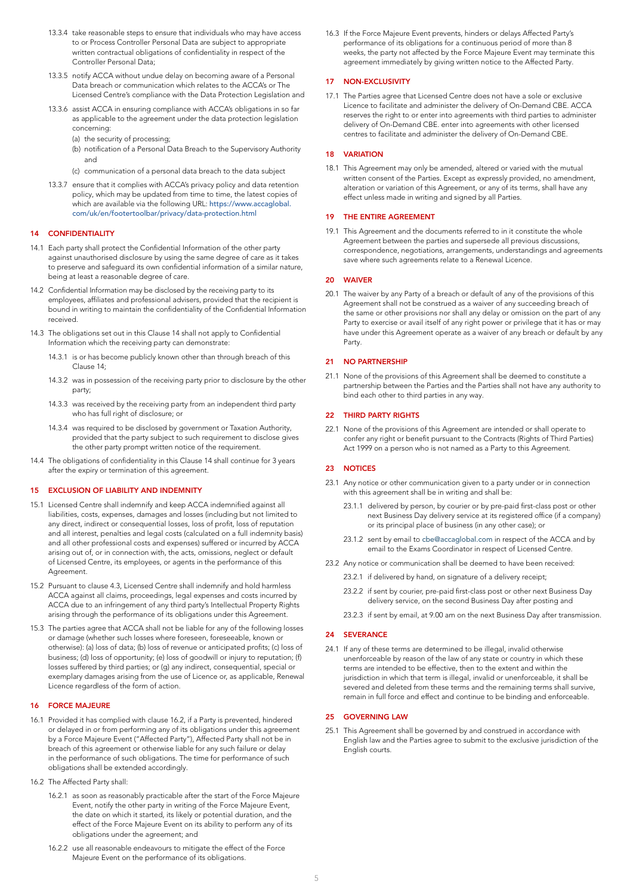13.3.4 take reasonable steps to ensure that individuals who may have access to or Process Controller Personal Data are subject to appropriate written contractual obligations of confidentiality in respect of the Controller Personal Data;

13.3.5 notify ACCA without undue delay on becoming aware of a Personal Data breach or communication which relates to the ACCA's or The Licensed Centre's compliance with the Data Protection Legislation and

13.3.6 assist ACCA in ensuring compliance with ACCA's obligations in so far as applicable to the agreement under the data protection legislation concerning:

(a) the security of processing;

(b) notification of a Personal Data Breach to the Supervisory Authority and

(c) communication of a personal data breach to the data subject

13.3.7 ensure that it complies with ACCA's privacy policy and data retention policy, which may be updated from time to time, the latest copies of which are available via the following URL: https://www.accaglobal.com/uk/en/footertoolbar/privacy/data-protection.html

## 14 CONFIDENTIALITY

14.1 Each party shall protect the Confidential Information of the other party against unauthorised disclosure by using the same degree of care as it takes to preserve and safeguard its own confidential information of a similar nature, being at least a reasonable degree of care.

14.2 Confidential Information may be disclosed by the receiving party to its employees, affiliates and professional advisers, provided that the recipient is bound in writing to maintain the confidentiality of the Confidential Information received.

14.3 The obligations set out in this Clause 14 shall not apply to Confidential Information which the receiving party can demonstrate:

14.3.1 is or has become publicly known other than through breach of this Clause 14;

14.3.2 was in possession of the receiving party prior to disclosure by the other party;

14.3.3 was received by the receiving party from an independent third party who has full right of disclosure; or

14.3.4 was required to be disclosed by government or Taxation Authority, provided that the party subject to such requirement to disclose gives the other party prompt written notice of the requirement.

14.4 The obligations of confidentiality in this Clause 14 shall continue for 3 years after the expiry or termination of this agreement.

## 15 EXCLUSION OF LIABILITY AND INDEMNITY

15.1 Licensed Centre shall indemnify and keep ACCA indemnified against all liabilities, costs, expenses, damages and losses (including but not limited to any direct, indirect or consequential losses, loss of profit, loss of reputation and all interest, penalties and legal costs (calculated on a full indemnity basis) and all other professional costs and expenses) suffered or incurred by ACCA arising out of, or in connection with, the acts, omissions, neglect or default of Licensed Centre, its employees, or agents in the performance of this Agreement.

15.2 Pursuant to clause 4.3, Licensed Centre shall indemnify and hold harmless ACCA against all claims, proceedings, legal expenses and costs incurred by ACCA due to an infringement of any third party's Intellectual Property Rights arising through the performance of its obligations under this Agreement.

15.3 The parties agree that ACCA shall not be liable for any of the following losses or damage (whether such losses where foreseen, foreseeable, known or otherwise): (a) loss of data; (b) loss of revenue or anticipated profits; (c) loss of business; (d) loss of opportunity; (e) loss of goodwill or injury to reputation; (f) losses suffered by third parties; or (g) any indirect, consequential, special or exemplary damages arising from the use of Licence or, as applicable, Renewal Licence regardless of the form of action.

## 16 FORCE MAJEURE

16.1 Provided it has complied with clause 16.2, if a Party is prevented, hindered or delayed in or from performing any of its obligations under this agreement by a Force Majeure Event ("Affected Party"), Affected Party shall not be in breach of this agreement or otherwise liable for any such failure or delay in the performance of such obligations. The time for performance of such obligations shall be extended accordingly.

16.2 The Affected Party shall:

16.2.1 as soon as reasonably practicable after the start of the Force Majeure Event, notify the other party in writing of the Force Majeure Event, the date on which it started, its likely or potential duration, and the effect of the Force Majeure Event on its ability to perform any of its obligations under the agreement; and

16.2.2 use all reasonable endeavours to mitigate the effect of the Force Majeure Event on the performance of its obligations.

16.3 If the Force Majeure Event prevents, hinders or delays Affected Party's performance of its obligations for a continuous period of more than 8 weeks, the party not affected by the Force Majeure Event may terminate this agreement immediately by giving written notice to the Affected Party.

## 17 NON-EXCLUSIVITY

17.1 The Parties agree that Licensed Centre does not have a sole or exclusive Licence to facilitate and administer the delivery of On-Demand CBE. ACCA reserves the right to or enter into agreements with third parties to administer delivery of On-Demand CBE. enter into agreements with other licensed centres to facilitate and administer the delivery of On-Demand CBE.

## 18 VARIATION

18.1 This Agreement may only be amended, altered or varied with the mutual written consent of the Parties. Except as expressly provided, no amendment, alteration or variation of this Agreement, or any of its terms, shall have any effect unless made in writing and signed by all Parties.

## 19 THE ENTIRE AGREEMENT

19.1 This Agreement and the documents referred to in it constitute the whole Agreement between the parties and supersede all previous discussions, correspondence, negotiations, arrangements, understandings and agreements save where such agreements relate to a Renewal Licence.

## 20 WAIVER

20.1 The waiver by any Party of a breach or default of any of the provisions of this Agreement shall not be construed as a waiver of any succeeding breach of the same or other provisions nor shall any delay or omission on the part of any Party to exercise or avail itself of any right power or privilege that it has or may have under this Agreement operate as a waiver of any breach or default by any Party.

## 21 NO PARTNERSHIP

21.1 None of the provisions of this Agreement shall be deemed to constitute a partnership between the Parties and the Parties shall not have any authority to bind each other to third parties in any way.

## 22 THIRD PARTY RIGHTS

22.1 None of the provisions of this Agreement are intended or shall operate to confer any right or benefit pursuant to the Contracts (Rights of Third Parties) Act 1999 on a person who is not named as a Party to this Agreement.

## 23 NOTICES

23.1 Any notice or other communication given to a party under or in connection with this agreement shall be in writing and shall be:

23.1.1 delivered by person, by courier or by pre-paid first-class post or other next Business Day delivery service at its registered office (if a company) or its principal place of business (in any other case); or

23.1.2 sent by email to cbe@accaglobal.com in respect of the ACCA and by email to the Exams Coordinator in respect of Licensed Centre.

23.2 Any notice or communication shall be deemed to have been received:

23.2.1 if delivered by hand, on signature of a delivery receipt;

23.2.2 if sent by courier, pre-paid first-class post or other next Business Day delivery service, on the second Business Day after posting and

23.2.3 if sent by email, at 9.00 am on the next Business Day after transmission.

## 24 SEVERANCE

24.1 If any of these terms are determined to be illegal, invalid otherwise unenforceable by reason of the law of any state or country in which these terms are intended to be effective, then to the extent and within the jurisdiction in which that term is illegal, invalid or unenforceable, it shall be severed and deleted from these terms and the remaining terms shall survive, remain in full force and effect and continue to be binding and enforceable.

## 25 GOVERNING LAW

25.1 This Agreement shall be governed by and construed in accordance with English law and the Parties agree to submit to the exclusive jurisdiction of the English courts.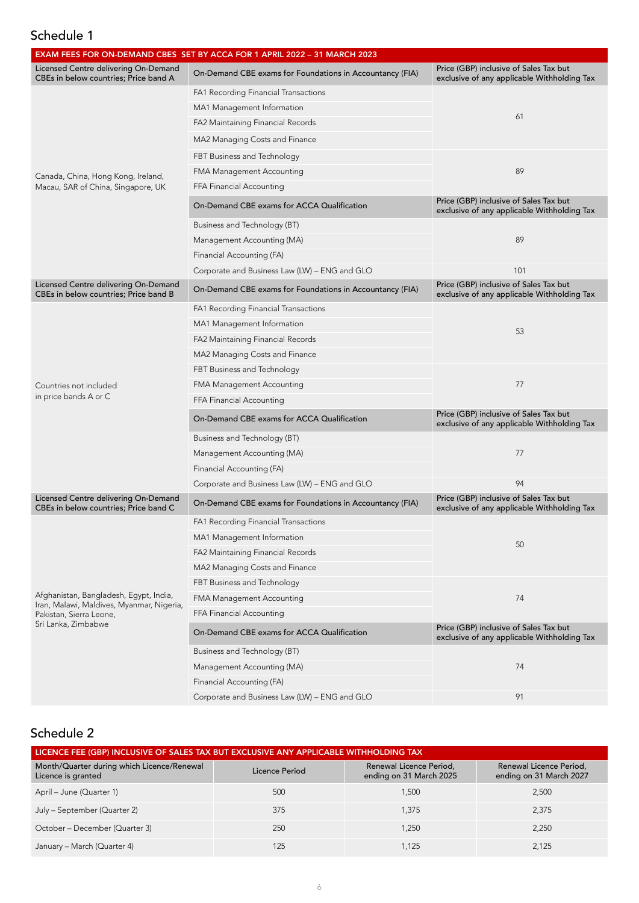## Schedule 1

| EXAM FEES FOR ON-DEMAND CBES SET BY ACCA FOR 1 APRIL 2022 – 31 MARCH 2023 | | |
|---|---|---|
| Licensed Centre delivering On-Demand CBEs in below countries; Price band A | On-Demand CBE exams for Foundations in Accountancy (FIA) | Price (GBP) inclusive of Sales Tax but exclusive of any applicable Withholding Tax |
| Canada, China, Hong Kong, Ireland, Macau, SAR of China, Singapore, UK | FA1 Recording Financial Transactions | 61 |
| | MA1 Management Information | |
| | FA2 Maintaining Financial Records | |
| | MA2 Managing Costs and Finance | |
| | FBT Business and Technology | 89 |
| | FMA Management Accounting | |
| | FFA Financial Accounting | |
| | On-Demand CBE exams for ACCA Qualification | Price (GBP) inclusive of Sales Tax but exclusive of any applicable Withholding Tax |
| | Business and Technology (BT) | 89 |
| | Management Accounting (MA) | |
| | Financial Accounting (FA) | |
| | Corporate and Business Law (LW) – ENG and GLO | 101 |
| Licensed Centre delivering On-Demand CBEs in below countries; Price band B | On-Demand CBE exams for Foundations in Accountancy (FIA) | Price (GBP) inclusive of Sales Tax but exclusive of any applicable Withholding Tax |
| Countries not included in price bands A or C | FA1 Recording Financial Transactions | 53 |
| | MA1 Management Information | |
| | FA2 Maintaining Financial Records | |
| | MA2 Managing Costs and Finance | |
| | FBT Business and Technology | 77 |
| | FMA Management Accounting | |
| | FFA Financial Accounting | |
| | On-Demand CBE exams for ACCA Qualification | Price (GBP) inclusive of Sales Tax but exclusive of any applicable Withholding Tax |
| | Business and Technology (BT) | 77 |
| | Management Accounting (MA) | |
| | Financial Accounting (FA) | |
| | Corporate and Business Law (LW) – ENG and GLO | 94 |
| Licensed Centre delivering On-Demand CBEs in below countries; Price band C | On-Demand CBE exams for Foundations in Accountancy (FIA) | Price (GBP) inclusive of Sales Tax but exclusive of any applicable Withholding Tax |
| Afghanistan, Bangladesh, Egypt, India, Iran, Malawi, Maldives, Myanmar, Nigeria, Pakistan, Sierra Leone, Sri Lanka, Zimbabwe | FA1 Recording Financial Transactions | 50 |
| | MA1 Management Information | |
| | FA2 Maintaining Financial Records | |
| | MA2 Managing Costs and Finance | |
| | FBT Business and Technology | 74 |
| | FMA Management Accounting | |
| | FFA Financial Accounting | |
| | On-Demand CBE exams for ACCA Qualification | Price (GBP) inclusive of Sales Tax but exclusive of any applicable Withholding Tax |
| | Business and Technology (BT) | 74 |
| | Management Accounting (MA) | |
| | Financial Accounting (FA) | |
| | Corporate and Business Law (LW) – ENG and GLO | 91 |

## Schedule 2

| LICENCE FEE (GBP) INCLUSIVE OF SALES TAX BUT EXCLUSIVE ANY APPLICABLE WITHHOLDING TAX | | | |
|---|---|---|---|
| Month/Quarter during which Licence/Renewal Licence is granted | Licence Period | Renewal Licence Period, ending on 31 March 2025 | Renewal Licence Period, ending on 31 March 2027 |
| April – June (Quarter 1) | 500 | 1,500 | 2,500 |
| July – September (Quarter 2) | 375 | 1,375 | 2,375 |
| October – December (Quarter 3) | 250 | 1,250 | 2,250 |
| January – March (Quarter 4) | 125 | 1,125 | 2,125 |